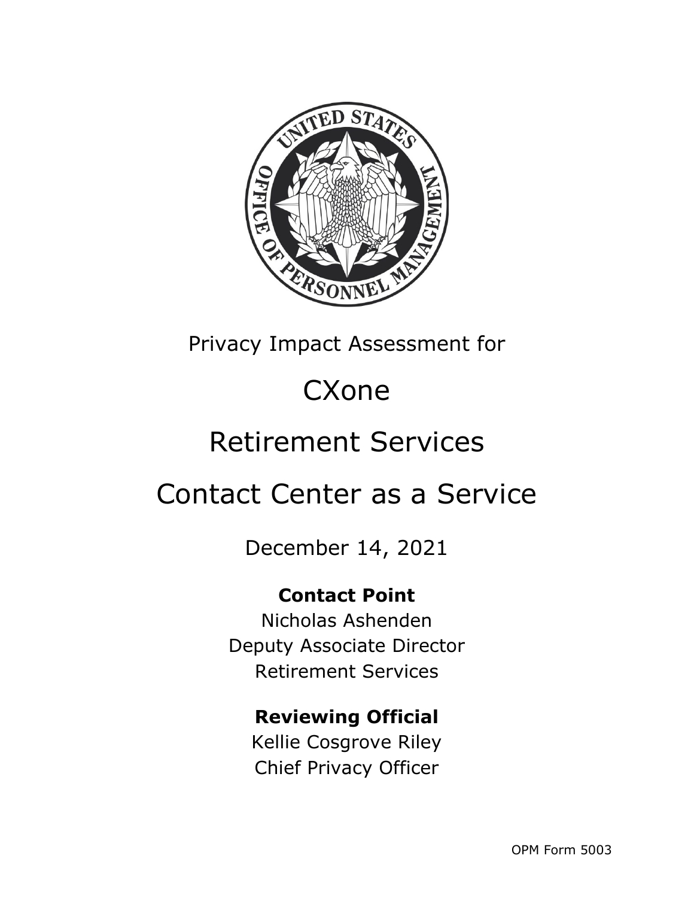Privacy Impact Assessment for

# CXone

# Retirement Services

# Contact Center as a Service

December 14, 2021

**Contact Point**

Nicholas Ashenden
Deputy Associate Director
Retirement Services

**Reviewing Official**

Kellie Cosgrove Riley
Chief Privacy Officer

OPM Form 5003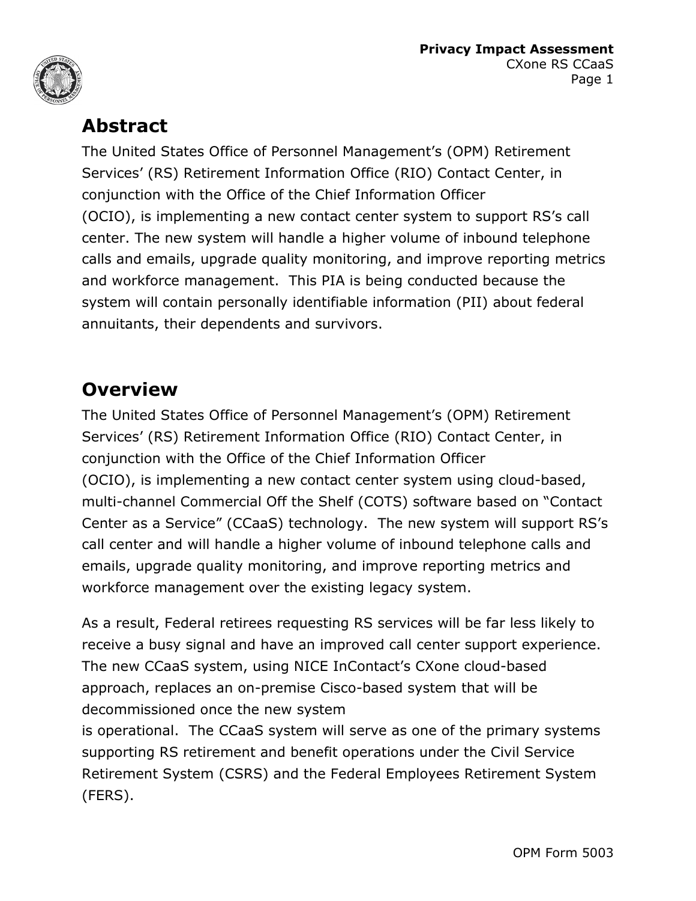## Abstract

The United States Office of Personnel Management's (OPM) Retirement Services' (RS) Retirement Information Office (RIO) Contact Center, in conjunction with the Office of the Chief Information Officer (OCIO), is implementing a new contact center system to support RS's call center. The new system will handle a higher volume of inbound telephone calls and emails, upgrade quality monitoring, and improve reporting metrics and workforce management. This PIA is being conducted because the system will contain personally identifiable information (PII) about federal annuitants, their dependents and survivors.

## Overview

The United States Office of Personnel Management's (OPM) Retirement Services' (RS) Retirement Information Office (RIO) Contact Center, in conjunction with the Office of the Chief Information Officer (OCIO), is implementing a new contact center system using cloud-based, multi-channel Commercial Off the Shelf (COTS) software based on "Contact Center as a Service" (CCaaS) technology. The new system will support RS's call center and will handle a higher volume of inbound telephone calls and emails, upgrade quality monitoring, and improve reporting metrics and workforce management over the existing legacy system.

As a result, Federal retirees requesting RS services will be far less likely to receive a busy signal and have an improved call center support experience. The new CCaaS system, using NICE InContact's CXone cloud-based approach, replaces an on-premise Cisco-based system that will be decommissioned once the new system is operational. The CCaaS system will serve as one of the primary systems supporting RS retirement and benefit operations under the Civil Service Retirement System (CSRS) and the Federal Employees Retirement System (FERS).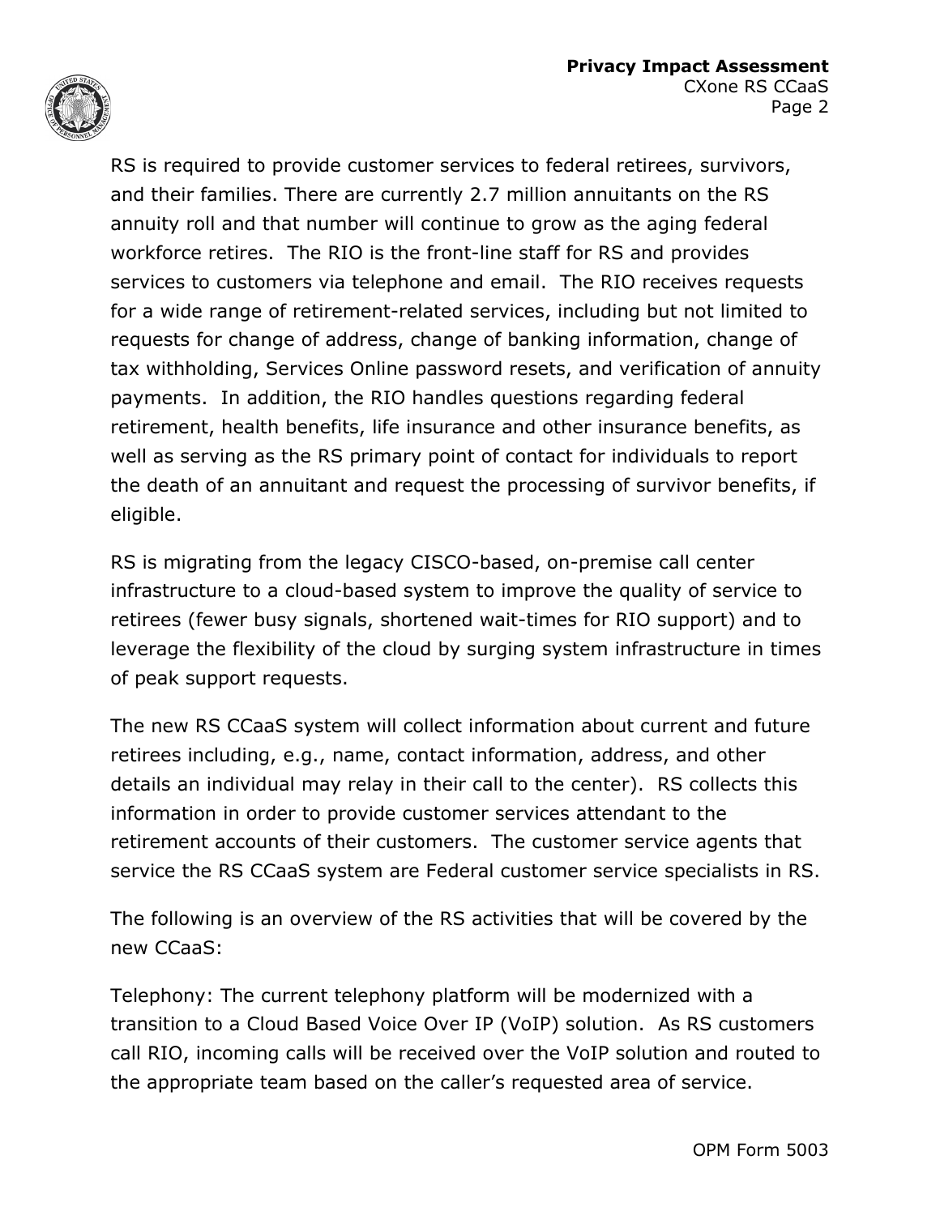RS is required to provide customer services to federal retirees, survivors, and their families. There are currently 2.7 million annuitants on the RS annuity roll and that number will continue to grow as the aging federal workforce retires. The RIO is the front-line staff for RS and provides services to customers via telephone and email. The RIO receives requests for a wide range of retirement-related services, including but not limited to requests for change of address, change of banking information, change of tax withholding, Services Online password resets, and verification of annuity payments. In addition, the RIO handles questions regarding federal retirement, health benefits, life insurance and other insurance benefits, as well as serving as the RS primary point of contact for individuals to report the death of an annuitant and request the processing of survivor benefits, if eligible.

RS is migrating from the legacy CISCO-based, on-premise call center infrastructure to a cloud-based system to improve the quality of service to retirees (fewer busy signals, shortened wait-times for RIO support) and to leverage the flexibility of the cloud by surging system infrastructure in times of peak support requests.

The new RS CCaaS system will collect information about current and future retirees including, e.g., name, contact information, address, and other details an individual may relay in their call to the center). RS collects this information in order to provide customer services attendant to the retirement accounts of their customers. The customer service agents that service the RS CCaaS system are Federal customer service specialists in RS.

The following is an overview of the RS activities that will be covered by the new CCaaS:

Telephony: The current telephony platform will be modernized with a transition to a Cloud Based Voice Over IP (VoIP) solution. As RS customers call RIO, incoming calls will be received over the VoIP solution and routed to the appropriate team based on the caller's requested area of service.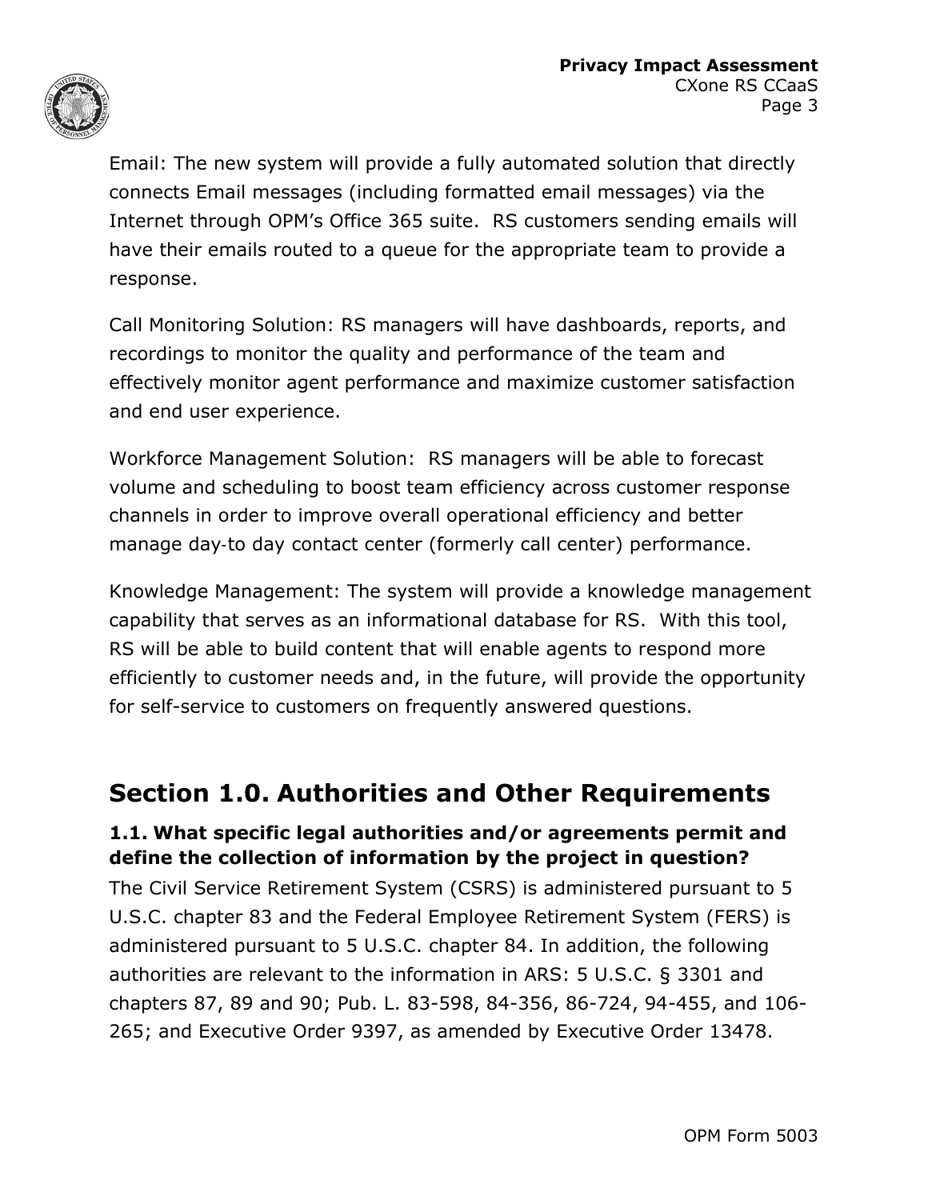Email: The new system will provide a fully automated solution that directly connects Email messages (including formatted email messages) via the Internet through OPM's Office 365 suite. RS customers sending emails will have their emails routed to a queue for the appropriate team to provide a response.

Call Monitoring Solution: RS managers will have dashboards, reports, and recordings to monitor the quality and performance of the team and effectively monitor agent performance and maximize customer satisfaction and end user experience.

Workforce Management Solution: RS managers will be able to forecast volume and scheduling to boost team efficiency across customer response channels in order to improve overall operational efficiency and better manage day-to day contact center (formerly call center) performance.

Knowledge Management: The system will provide a knowledge management capability that serves as an informational database for RS. With this tool, RS will be able to build content that will enable agents to respond more efficiently to customer needs and, in the future, will provide the opportunity for self-service to customers on frequently answered questions.

## Section 1.0. Authorities and Other Requirements

**1.1. What specific legal authorities and/or agreements permit and define the collection of information by the project in question?**

The Civil Service Retirement System (CSRS) is administered pursuant to 5 U.S.C. chapter 83 and the Federal Employee Retirement System (FERS) is administered pursuant to 5 U.S.C. chapter 84. In addition, the following authorities are relevant to the information in ARS: 5 U.S.C. § 3301 and chapters 87, 89 and 90; Pub. L. 83-598, 84-356, 86-724, 94-455, and 106-265; and Executive Order 9397, as amended by Executive Order 13478.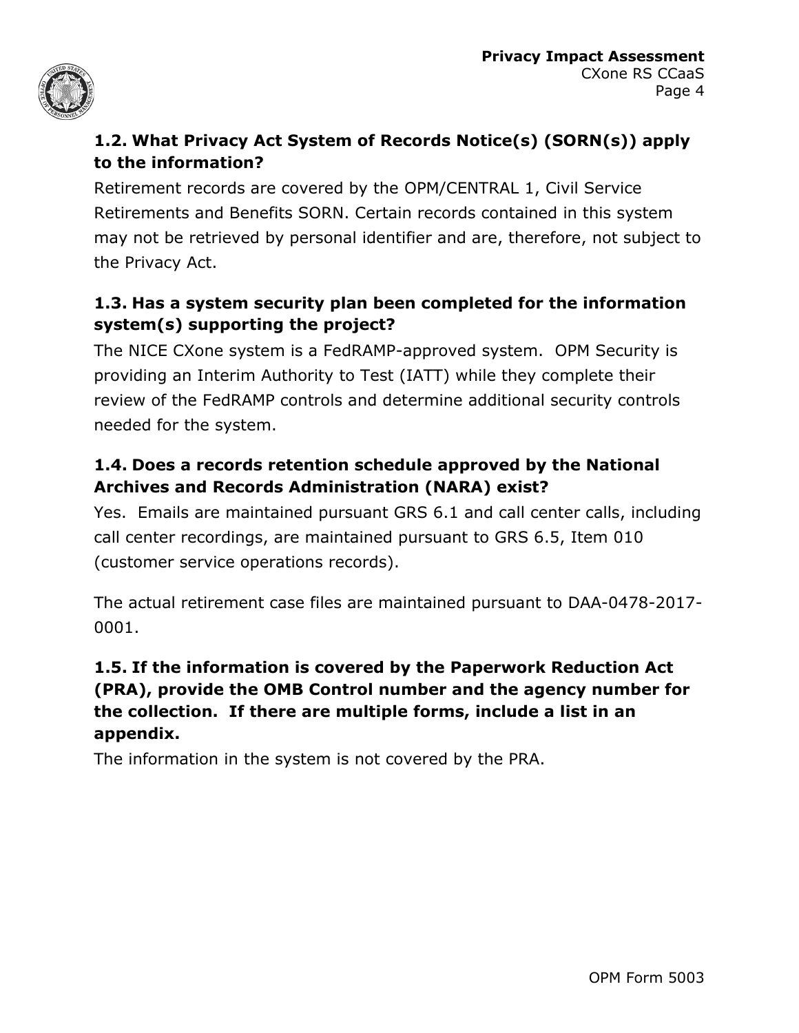### 1.2. What Privacy Act System of Records Notice(s) (SORN(s)) apply to the information?

Retirement records are covered by the OPM/CENTRAL 1, Civil Service Retirements and Benefits SORN. Certain records contained in this system may not be retrieved by personal identifier and are, therefore, not subject to the Privacy Act.

### 1.3. Has a system security plan been completed for the information system(s) supporting the project?

The NICE CXone system is a FedRAMP-approved system. OPM Security is providing an Interim Authority to Test (IATT) while they complete their review of the FedRAMP controls and determine additional security controls needed for the system.

### 1.4. Does a records retention schedule approved by the National Archives and Records Administration (NARA) exist?

Yes. Emails are maintained pursuant GRS 6.1 and call center calls, including call center recordings, are maintained pursuant to GRS 6.5, Item 010 (customer service operations records).

The actual retirement case files are maintained pursuant to DAA-0478-2017-0001.

### 1.5. If the information is covered by the Paperwork Reduction Act (PRA), provide the OMB Control number and the agency number for the collection. If there are multiple forms, include a list in an appendix.

The information in the system is not covered by the PRA.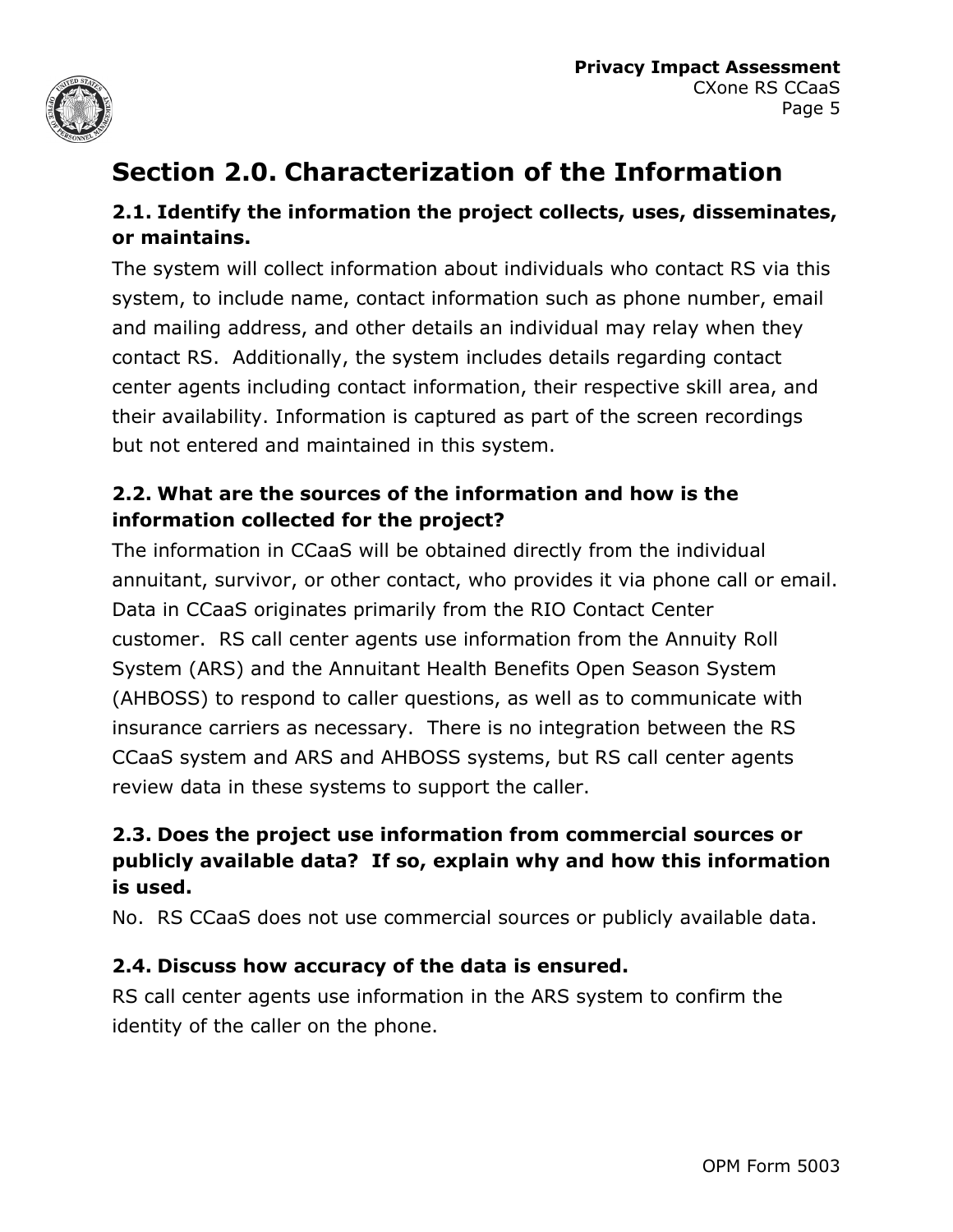# Section 2.0. Characterization of the Information

## 2.1. Identify the information the project collects, uses, disseminates, or maintains.

The system will collect information about individuals who contact RS via this system, to include name, contact information such as phone number, email and mailing address, and other details an individual may relay when they contact RS. Additionally, the system includes details regarding contact center agents including contact information, their respective skill area, and their availability. Information is captured as part of the screen recordings but not entered and maintained in this system.

## 2.2. What are the sources of the information and how is the information collected for the project?

The information in CCaaS will be obtained directly from the individual annuitant, survivor, or other contact, who provides it via phone call or email. Data in CCaaS originates primarily from the RIO Contact Center customer. RS call center agents use information from the Annuity Roll System (ARS) and the Annuitant Health Benefits Open Season System (AHBOSS) to respond to caller questions, as well as to communicate with insurance carriers as necessary. There is no integration between the RS CCaaS system and ARS and AHBOSS systems, but RS call center agents review data in these systems to support the caller.

## 2.3. Does the project use information from commercial sources or publicly available data? If so, explain why and how this information is used.

No. RS CCaaS does not use commercial sources or publicly available data.

## 2.4. Discuss how accuracy of the data is ensured.

RS call center agents use information in the ARS system to confirm the identity of the caller on the phone.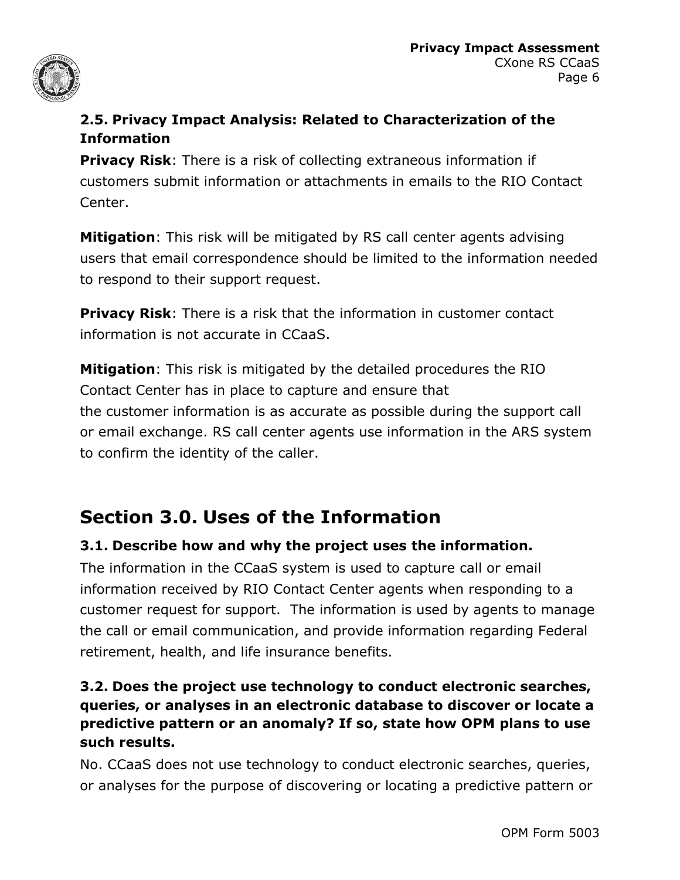### 2.5. Privacy Impact Analysis: Related to Characterization of the Information

**Privacy Risk**: There is a risk of collecting extraneous information if customers submit information or attachments in emails to the RIO Contact Center.

**Mitigation**: This risk will be mitigated by RS call center agents advising users that email correspondence should be limited to the information needed to respond to their support request.

**Privacy Risk**: There is a risk that the information in customer contact information is not accurate in CCaaS.

**Mitigation**: This risk is mitigated by the detailed procedures the RIO Contact Center has in place to capture and ensure that the customer information is as accurate as possible during the support call or email exchange. RS call center agents use information in the ARS system to confirm the identity of the caller.

## Section 3.0. Uses of the Information

### 3.1. Describe how and why the project uses the information.

The information in the CCaaS system is used to capture call or email information received by RIO Contact Center agents when responding to a customer request for support. The information is used by agents to manage the call or email communication, and provide information regarding Federal retirement, health, and life insurance benefits.

### 3.2. Does the project use technology to conduct electronic searches, queries, or analyses in an electronic database to discover or locate a predictive pattern or an anomaly? If so, state how OPM plans to use such results.

No. CCaaS does not use technology to conduct electronic searches, queries, or analyses for the purpose of discovering or locating a predictive pattern or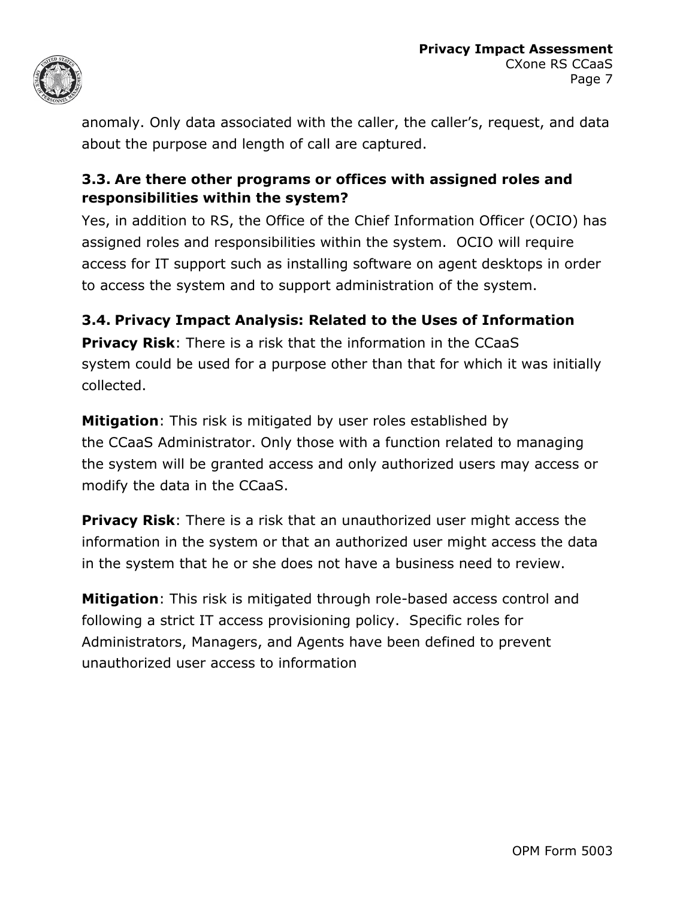anomaly. Only data associated with the caller, the caller's, request, and data about the purpose and length of call are captured.

### 3.3. Are there other programs or offices with assigned roles and responsibilities within the system?

Yes, in addition to RS, the Office of the Chief Information Officer (OCIO) has assigned roles and responsibilities within the system. OCIO will require access for IT support such as installing software on agent desktops in order to access the system and to support administration of the system.

### 3.4. Privacy Impact Analysis: Related to the Uses of Information

**Privacy Risk**: There is a risk that the information in the CCaaS system could be used for a purpose other than that for which it was initially collected.

**Mitigation**: This risk is mitigated by user roles established by the CCaaS Administrator. Only those with a function related to managing the system will be granted access and only authorized users may access or modify the data in the CCaaS.

**Privacy Risk**: There is a risk that an unauthorized user might access the information in the system or that an authorized user might access the data in the system that he or she does not have a business need to review.

**Mitigation**: This risk is mitigated through role-based access control and following a strict IT access provisioning policy. Specific roles for Administrators, Managers, and Agents have been defined to prevent unauthorized user access to information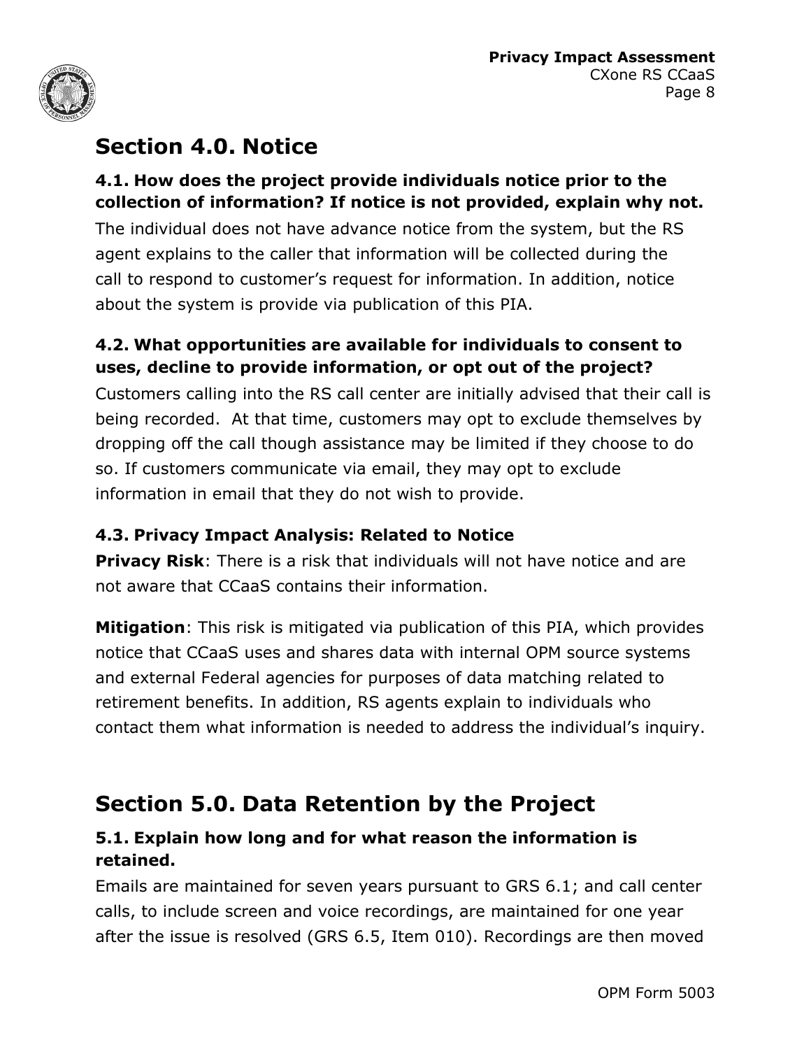## Section 4.0. Notice

### 4.1. How does the project provide individuals notice prior to the collection of information? If notice is not provided, explain why not.

The individual does not have advance notice from the system, but the RS agent explains to the caller that information will be collected during the call to respond to customer's request for information. In addition, notice about the system is provide via publication of this PIA.

### 4.2. What opportunities are available for individuals to consent to uses, decline to provide information, or opt out of the project?

Customers calling into the RS call center are initially advised that their call is being recorded. At that time, customers may opt to exclude themselves by dropping off the call though assistance may be limited if they choose to do so. If customers communicate via email, they may opt to exclude information in email that they do not wish to provide.

### 4.3. Privacy Impact Analysis: Related to Notice

**Privacy Risk**: There is a risk that individuals will not have notice and are not aware that CCaaS contains their information.

**Mitigation**: This risk is mitigated via publication of this PIA, which provides notice that CCaaS uses and shares data with internal OPM source systems and external Federal agencies for purposes of data matching related to retirement benefits. In addition, RS agents explain to individuals who contact them what information is needed to address the individual's inquiry.

## Section 5.0. Data Retention by the Project

### 5.1. Explain how long and for what reason the information is retained.

Emails are maintained for seven years pursuant to GRS 6.1; and call center calls, to include screen and voice recordings, are maintained for one year after the issue is resolved (GRS 6.5, Item 010). Recordings are then moved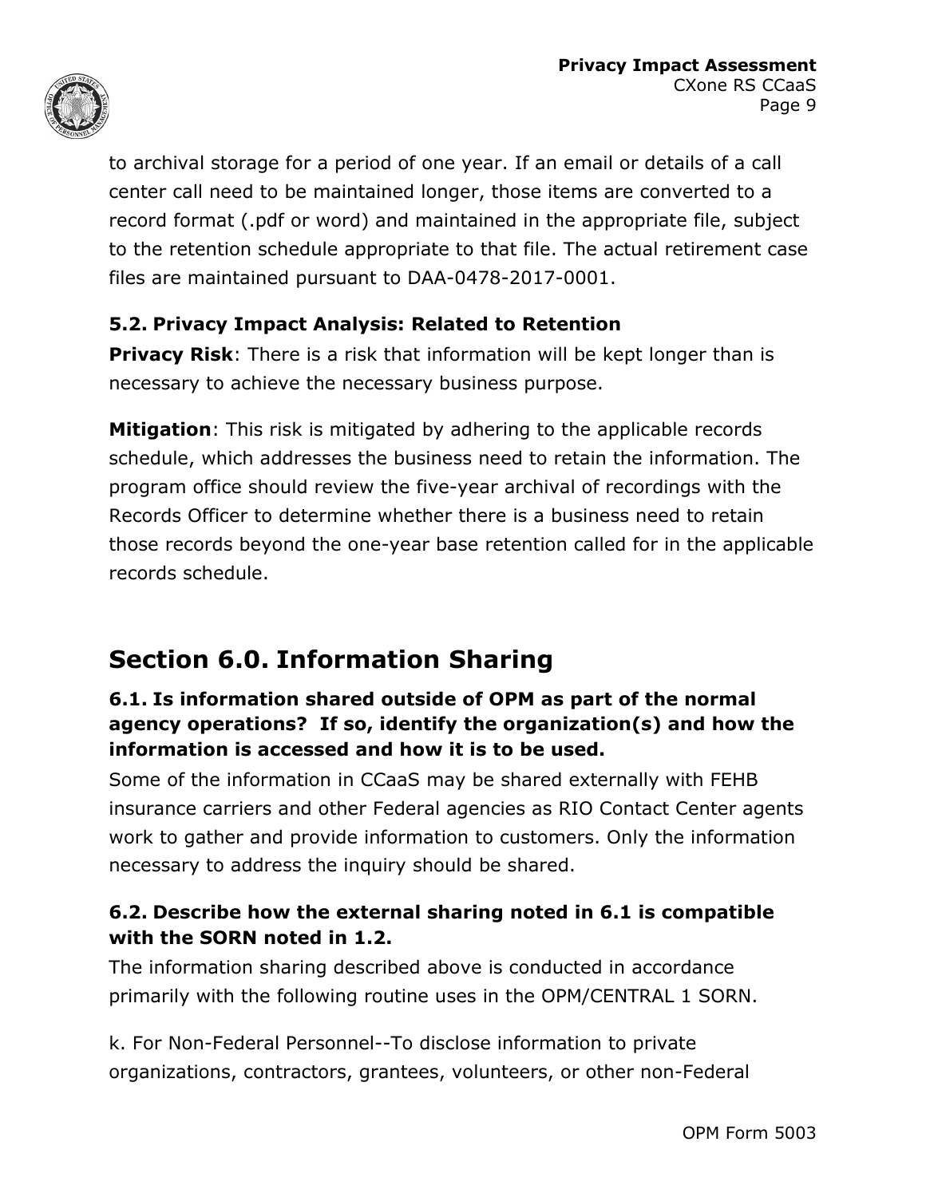to archival storage for a period of one year. If an email or details of a call center call need to be maintained longer, those items are converted to a record format (.pdf or word) and maintained in the appropriate file, subject to the retention schedule appropriate to that file. The actual retirement case files are maintained pursuant to DAA-0478-2017-0001.

### 5.2. Privacy Impact Analysis: Related to Retention

**Privacy Risk**: There is a risk that information will be kept longer than is necessary to achieve the necessary business purpose.

**Mitigation**: This risk is mitigated by adhering to the applicable records schedule, which addresses the business need to retain the information. The program office should review the five-year archival of recordings with the Records Officer to determine whether there is a business need to retain those records beyond the one-year base retention called for in the applicable records schedule.

## Section 6.0. Information Sharing

### 6.1. Is information shared outside of OPM as part of the normal agency operations? If so, identify the organization(s) and how the information is accessed and how it is to be used.

Some of the information in CCaaS may be shared externally with FEHB insurance carriers and other Federal agencies as RIO Contact Center agents work to gather and provide information to customers. Only the information necessary to address the inquiry should be shared.

### 6.2. Describe how the external sharing noted in 6.1 is compatible with the SORN noted in 1.2.

The information sharing described above is conducted in accordance primarily with the following routine uses in the OPM/CENTRAL 1 SORN.

k. For Non-Federal Personnel--To disclose information to private organizations, contractors, grantees, volunteers, or other non-Federal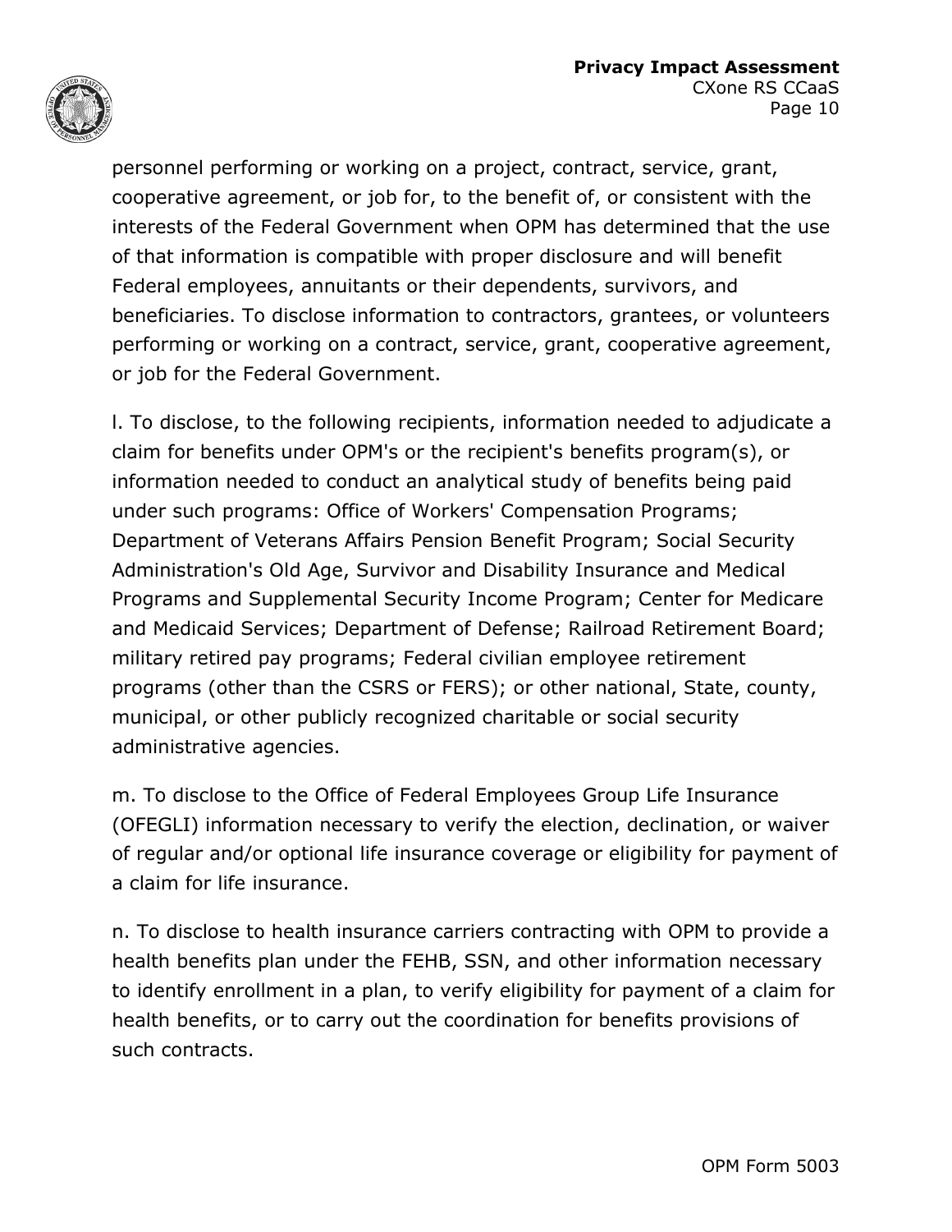personnel performing or working on a project, contract, service, grant, cooperative agreement, or job for, to the benefit of, or consistent with the interests of the Federal Government when OPM has determined that the use of that information is compatible with proper disclosure and will benefit Federal employees, annuitants or their dependents, survivors, and beneficiaries. To disclose information to contractors, grantees, or volunteers performing or working on a contract, service, grant, cooperative agreement, or job for the Federal Government.

l. To disclose, to the following recipients, information needed to adjudicate a claim for benefits under OPM's or the recipient's benefits program(s), or information needed to conduct an analytical study of benefits being paid under such programs: Office of Workers' Compensation Programs; Department of Veterans Affairs Pension Benefit Program; Social Security Administration's Old Age, Survivor and Disability Insurance and Medical Programs and Supplemental Security Income Program; Center for Medicare and Medicaid Services; Department of Defense; Railroad Retirement Board; military retired pay programs; Federal civilian employee retirement programs (other than the CSRS or FERS); or other national, State, county, municipal, or other publicly recognized charitable or social security administrative agencies.

m. To disclose to the Office of Federal Employees Group Life Insurance (OFEGLI) information necessary to verify the election, declination, or waiver of regular and/or optional life insurance coverage or eligibility for payment of a claim for life insurance.

n. To disclose to health insurance carriers contracting with OPM to provide a health benefits plan under the FEHB, SSN, and other information necessary to identify enrollment in a plan, to verify eligibility for payment of a claim for health benefits, or to carry out the coordination for benefits provisions of such contracts.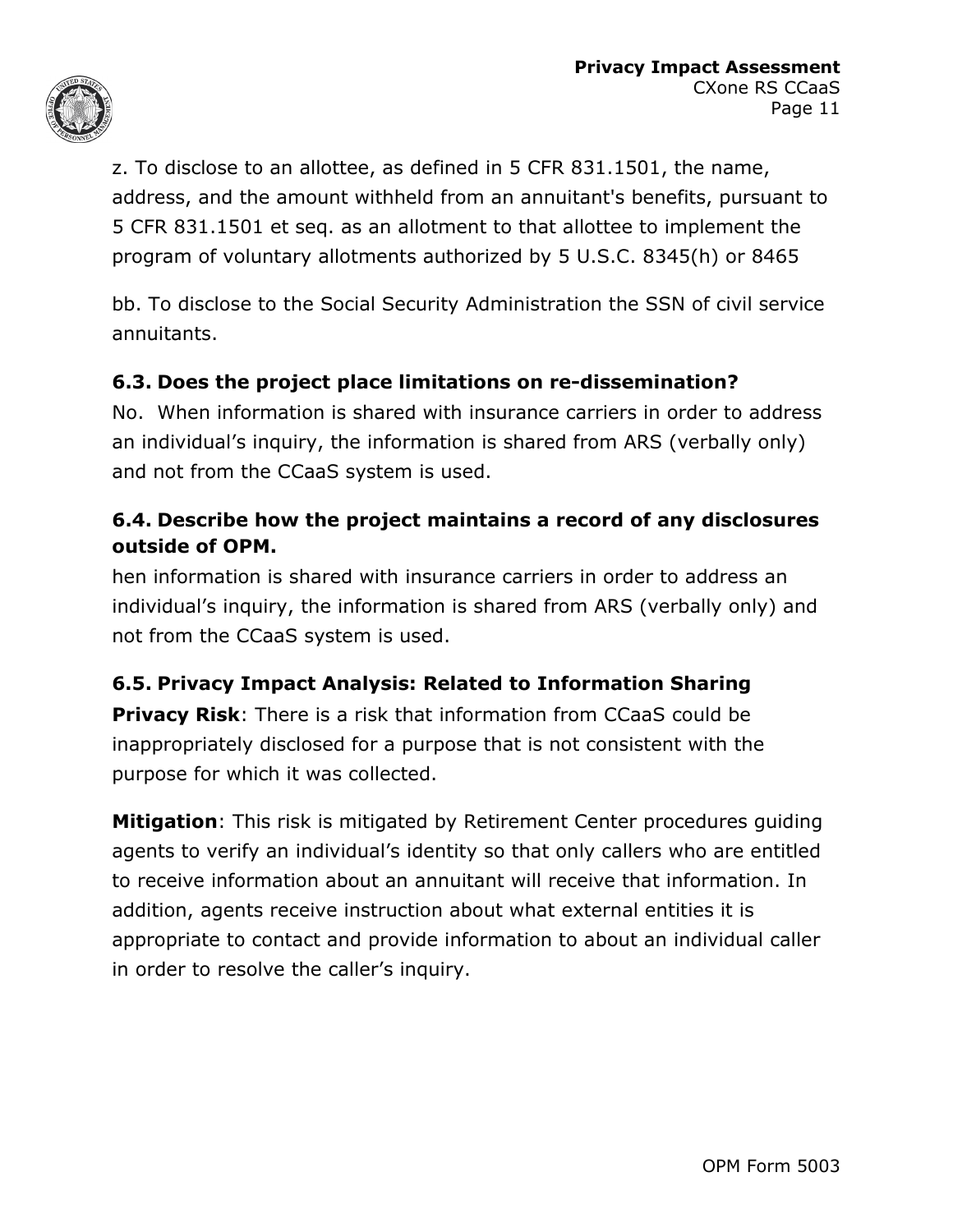z. To disclose to an allottee, as defined in 5 CFR 831.1501, the name, address, and the amount withheld from an annuitant's benefits, pursuant to 5 CFR 831.1501 et seq. as an allotment to that allottee to implement the program of voluntary allotments authorized by 5 U.S.C. 8345(h) or 8465

bb. To disclose to the Social Security Administration the SSN of civil service annuitants.

### 6.3. Does the project place limitations on re-dissemination?

No.  When information is shared with insurance carriers in order to address an individual's inquiry, the information is shared from ARS (verbally only) and not from the CCaaS system is used.

### 6.4. Describe how the project maintains a record of any disclosures outside of OPM.

hen information is shared with insurance carriers in order to address an individual's inquiry, the information is shared from ARS (verbally only) and not from the CCaaS system is used.

### 6.5. Privacy Impact Analysis: Related to Information Sharing

**Privacy Risk**: There is a risk that information from CCaaS could be inappropriately disclosed for a purpose that is not consistent with the purpose for which it was collected.

**Mitigation**: This risk is mitigated by Retirement Center procedures guiding agents to verify an individual's identity so that only callers who are entitled to receive information about an annuitant will receive that information. In addition, agents receive instruction about what external entities it is appropriate to contact and provide information to about an individual caller in order to resolve the caller's inquiry.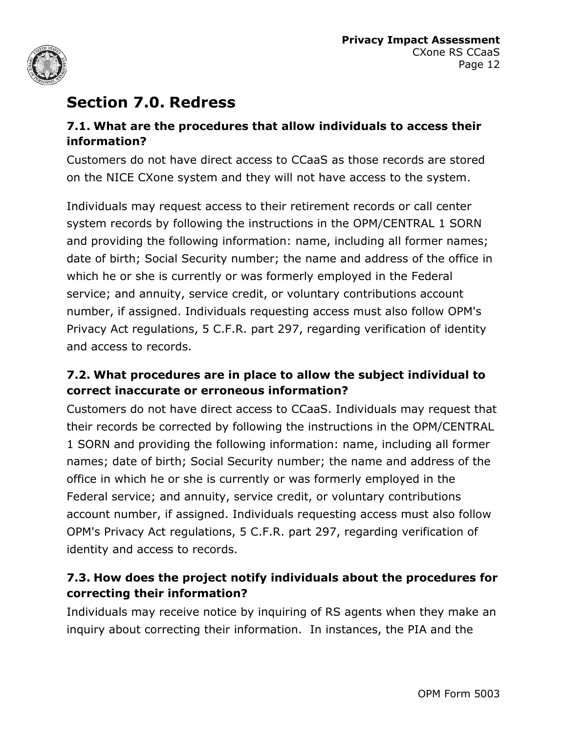## Section 7.0. Redress

### 7.1. What are the procedures that allow individuals to access their information?

Customers do not have direct access to CCaaS as those records are stored on the NICE CXone system and they will not have access to the system.

Individuals may request access to their retirement records or call center system records by following the instructions in the OPM/CENTRAL 1 SORN and providing the following information: name, including all former names; date of birth; Social Security number; the name and address of the office in which he or she is currently or was formerly employed in the Federal service; and annuity, service credit, or voluntary contributions account number, if assigned. Individuals requesting access must also follow OPM's Privacy Act regulations, 5 C.F.R. part 297, regarding verification of identity and access to records.

### 7.2. What procedures are in place to allow the subject individual to correct inaccurate or erroneous information?

Customers do not have direct access to CCaaS. Individuals may request that their records be corrected by following the instructions in the OPM/CENTRAL 1 SORN and providing the following information: name, including all former names; date of birth; Social Security number; the name and address of the office in which he or she is currently or was formerly employed in the Federal service; and annuity, service credit, or voluntary contributions account number, if assigned. Individuals requesting access must also follow OPM's Privacy Act regulations, 5 C.F.R. part 297, regarding verification of identity and access to records.

### 7.3. How does the project notify individuals about the procedures for correcting their information?

Individuals may receive notice by inquiring of RS agents when they make an inquiry about correcting their information. In instances, the PIA and the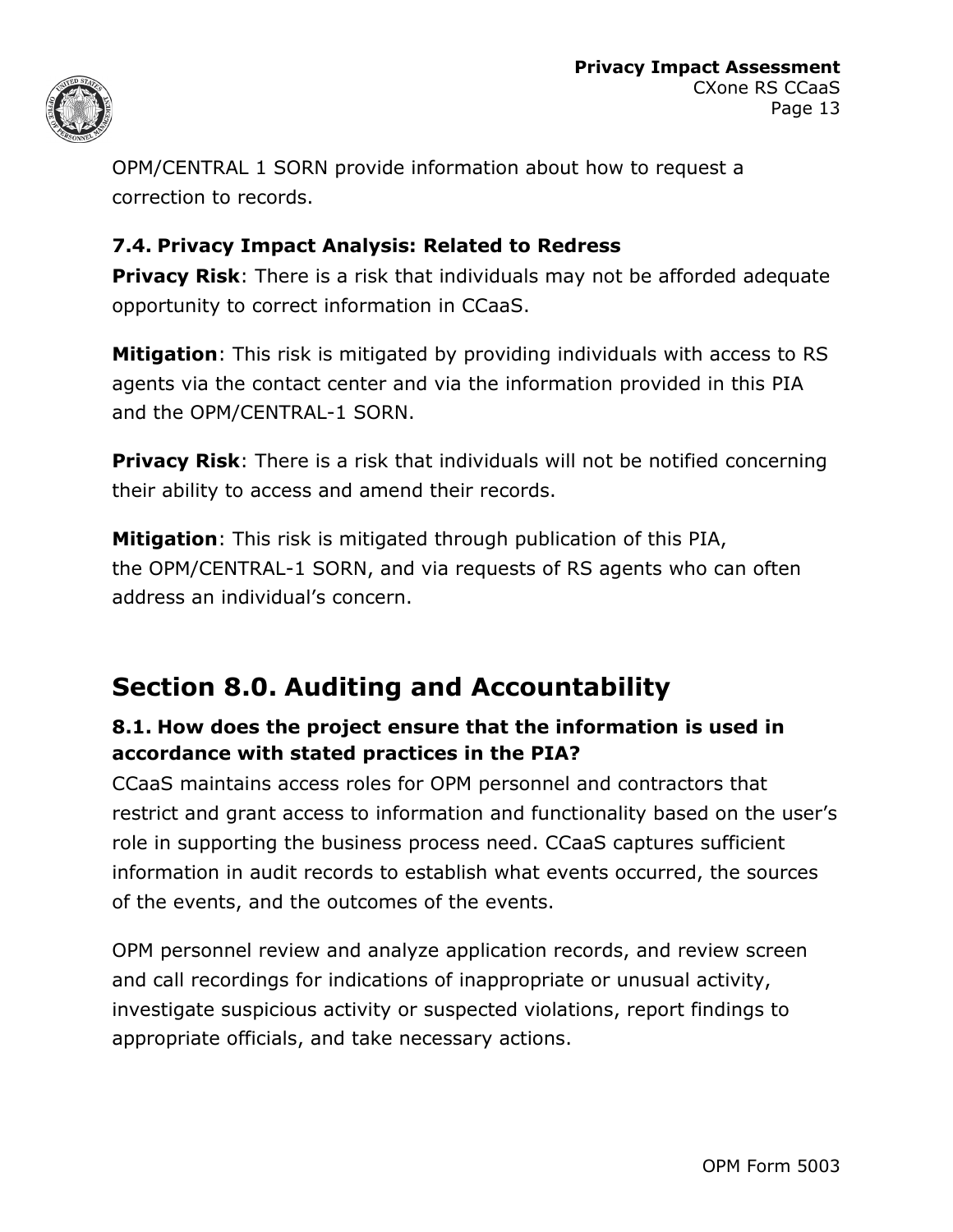OPM/CENTRAL 1 SORN provide information about how to request a correction to records.

### 7.4. Privacy Impact Analysis: Related to Redress

**Privacy Risk**: There is a risk that individuals may not be afforded adequate opportunity to correct information in CCaaS.

**Mitigation**: This risk is mitigated by providing individuals with access to RS agents via the contact center and via the information provided in this PIA and the OPM/CENTRAL-1 SORN.

**Privacy Risk**: There is a risk that individuals will not be notified concerning their ability to access and amend their records.

**Mitigation**: This risk is mitigated through publication of this PIA, the OPM/CENTRAL-1 SORN, and via requests of RS agents who can often address an individual's concern.

## Section 8.0. Auditing and Accountability

### 8.1. How does the project ensure that the information is used in accordance with stated practices in the PIA?

CCaaS maintains access roles for OPM personnel and contractors that restrict and grant access to information and functionality based on the user's role in supporting the business process need. CCaaS captures sufficient information in audit records to establish what events occurred, the sources of the events, and the outcomes of the events.

OPM personnel review and analyze application records, and review screen and call recordings for indications of inappropriate or unusual activity, investigate suspicious activity or suspected violations, report findings to appropriate officials, and take necessary actions.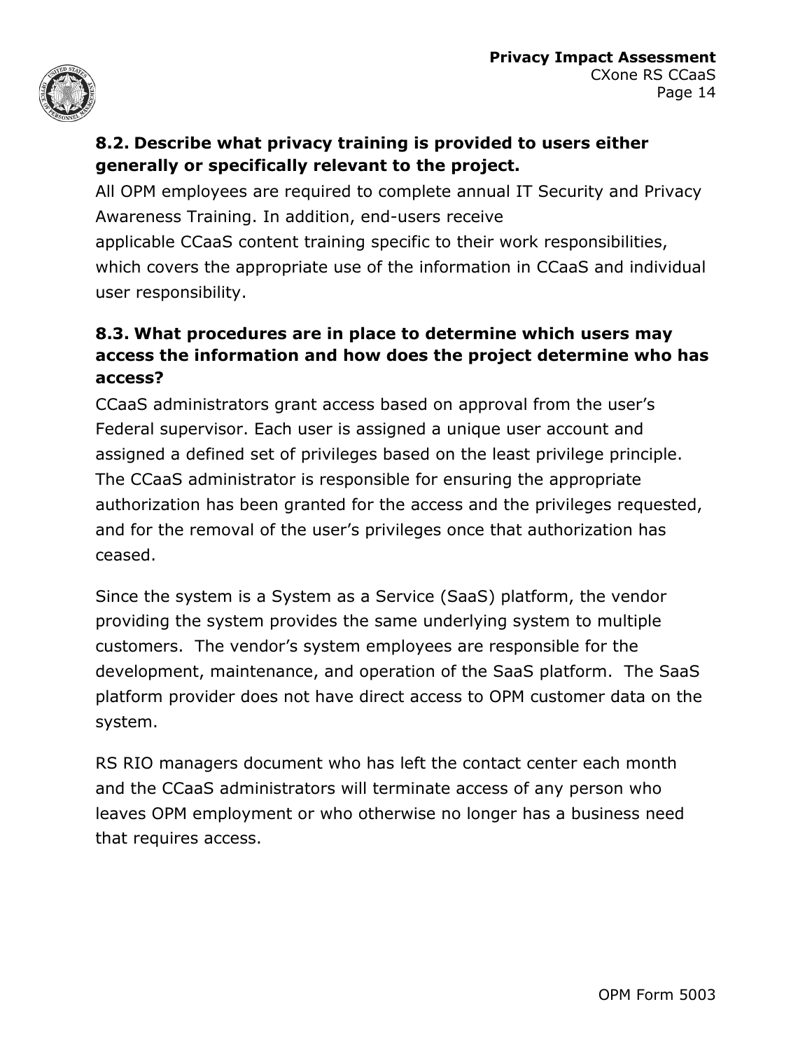### 8.2. Describe what privacy training is provided to users either generally or specifically relevant to the project.

All OPM employees are required to complete annual IT Security and Privacy Awareness Training. In addition, end-users receive applicable CCaaS content training specific to their work responsibilities, which covers the appropriate use of the information in CCaaS and individual user responsibility.

### 8.3. What procedures are in place to determine which users may access the information and how does the project determine who has access?

CCaaS administrators grant access based on approval from the user's Federal supervisor. Each user is assigned a unique user account and assigned a defined set of privileges based on the least privilege principle. The CCaaS administrator is responsible for ensuring the appropriate authorization has been granted for the access and the privileges requested, and for the removal of the user's privileges once that authorization has ceased.

Since the system is a System as a Service (SaaS) platform, the vendor providing the system provides the same underlying system to multiple customers. The vendor's system employees are responsible for the development, maintenance, and operation of the SaaS platform. The SaaS platform provider does not have direct access to OPM customer data on the system.

RS RIO managers document who has left the contact center each month and the CCaaS administrators will terminate access of any person who leaves OPM employment or who otherwise no longer has a business need that requires access.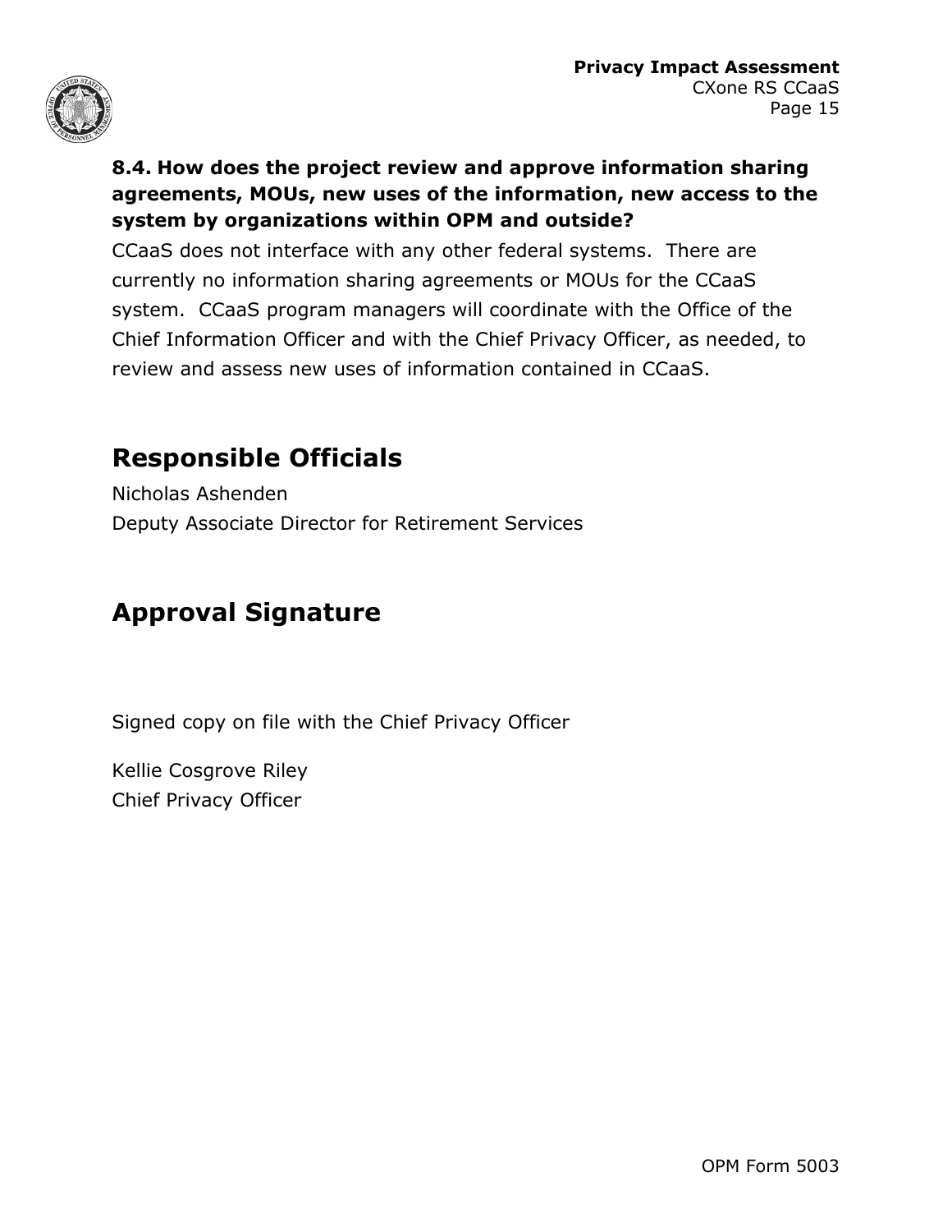### 8.4. How does the project review and approve information sharing agreements, MOUs, new uses of the information, new access to the system by organizations within OPM and outside?

CCaaS does not interface with any other federal systems. There are currently no information sharing agreements or MOUs for the CCaaS system. CCaaS program managers will coordinate with the Office of the Chief Information Officer and with the Chief Privacy Officer, as needed, to review and assess new uses of information contained in CCaaS.

## Responsible Officials

Nicholas Ashenden
Deputy Associate Director for Retirement Services

## Approval Signature

Signed copy on file with the Chief Privacy Officer

Kellie Cosgrove Riley
Chief Privacy Officer